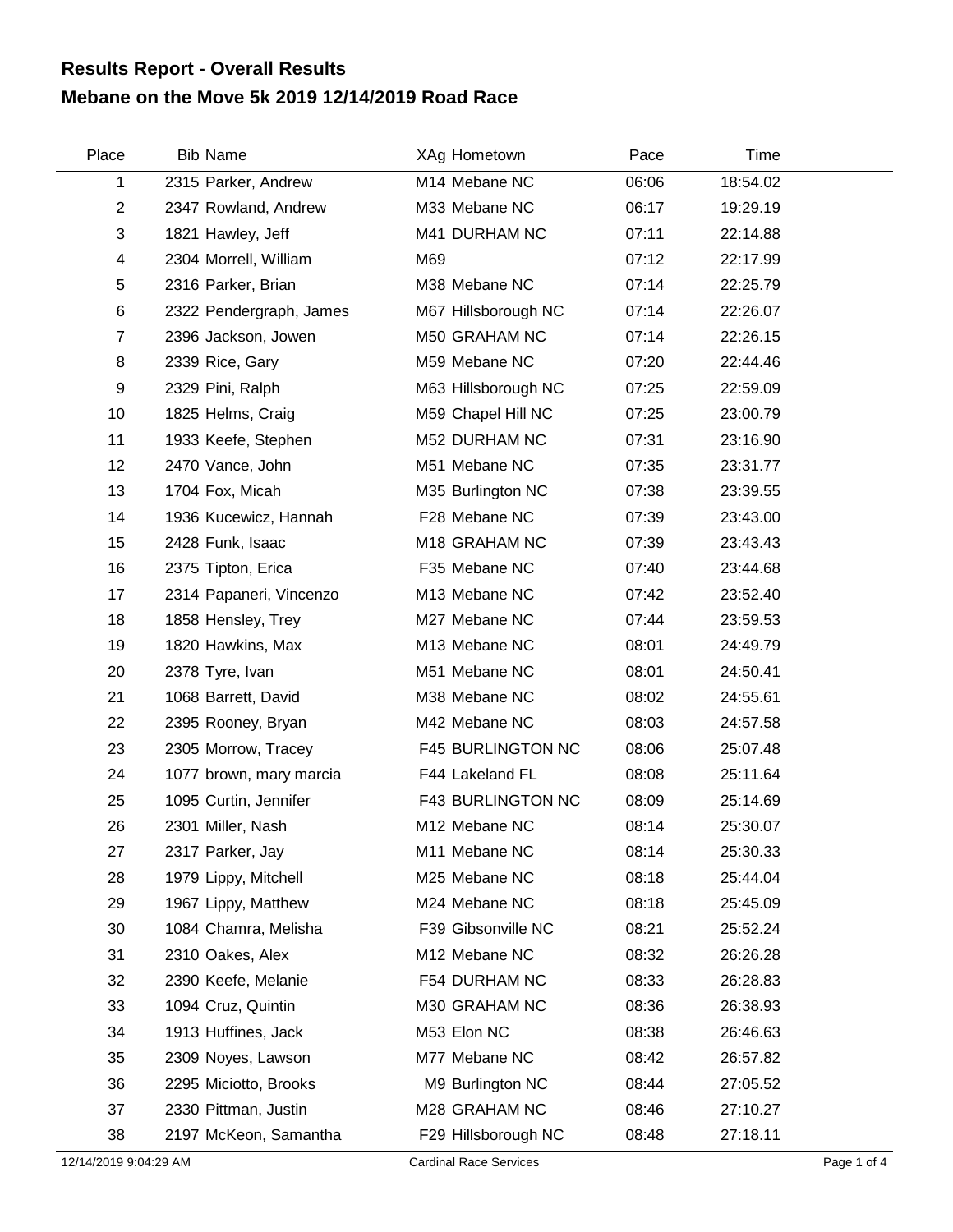# Results Report - Overall Results

## Mebane on the Move 5k 2019 12/14/2019 Road Race

| Place | Bib | Name | XAg | Hometown | Pace | Time |
|---|---|---|---|---|---|---|
| 1 | 2315 | Parker, Andrew | M14 | Mebane NC | 06:06 | 18:54.02 |
| 2 | 2347 | Rowland, Andrew | M33 | Mebane NC | 06:17 | 19:29.19 |
| 3 | 1821 | Hawley, Jeff | M41 | DURHAM NC | 07:11 | 22:14.88 |
| 4 | 2304 | Morrell, William | M69 | | 07:12 | 22:17.99 |
| 5 | 2316 | Parker, Brian | M38 | Mebane NC | 07:14 | 22:25.79 |
| 6 | 2322 | Pendergraph, James | M67 | Hillsborough NC | 07:14 | 22:26.07 |
| 7 | 2396 | Jackson, Jowen | M50 | GRAHAM NC | 07:14 | 22:26.15 |
| 8 | 2339 | Rice, Gary | M59 | Mebane NC | 07:20 | 22:44.46 |
| 9 | 2329 | Pini, Ralph | M63 | Hillsborough NC | 07:25 | 22:59.09 |
| 10 | 1825 | Helms, Craig | M59 | Chapel Hill NC | 07:25 | 23:00.79 |
| 11 | 1933 | Keefe, Stephen | M52 | DURHAM NC | 07:31 | 23:16.90 |
| 12 | 2470 | Vance, John | M51 | Mebane NC | 07:35 | 23:31.77 |
| 13 | 1704 | Fox, Micah | M35 | Burlington NC | 07:38 | 23:39.55 |
| 14 | 1936 | Kucewicz, Hannah | F28 | Mebane NC | 07:39 | 23:43.00 |
| 15 | 2428 | Funk, Isaac | M18 | GRAHAM NC | 07:39 | 23:43.43 |
| 16 | 2375 | Tipton, Erica | F35 | Mebane NC | 07:40 | 23:44.68 |
| 17 | 2314 | Papaneri, Vincenzo | M13 | Mebane NC | 07:42 | 23:52.40 |
| 18 | 1858 | Hensley, Trey | M27 | Mebane NC | 07:44 | 23:59.53 |
| 19 | 1820 | Hawkins, Max | M13 | Mebane NC | 08:01 | 24:49.79 |
| 20 | 2378 | Tyre, Ivan | M51 | Mebane NC | 08:01 | 24:50.41 |
| 21 | 1068 | Barrett, David | M38 | Mebane NC | 08:02 | 24:55.61 |
| 22 | 2395 | Rooney, Bryan | M42 | Mebane NC | 08:03 | 24:57.58 |
| 23 | 2305 | Morrow, Tracey | F45 | BURLINGTON NC | 08:06 | 25:07.48 |
| 24 | 1077 | brown, mary marcia | F44 | Lakeland FL | 08:08 | 25:11.64 |
| 25 | 1095 | Curtin, Jennifer | F43 | BURLINGTON NC | 08:09 | 25:14.69 |
| 26 | 2301 | Miller, Nash | M12 | Mebane NC | 08:14 | 25:30.07 |
| 27 | 2317 | Parker, Jay | M11 | Mebane NC | 08:14 | 25:30.33 |
| 28 | 1979 | Lippy, Mitchell | M25 | Mebane NC | 08:18 | 25:44.04 |
| 29 | 1967 | Lippy, Matthew | M24 | Mebane NC | 08:18 | 25:45.09 |
| 30 | 1084 | Chamra, Melisha | F39 | Gibsonville NC | 08:21 | 25:52.24 |
| 31 | 2310 | Oakes, Alex | M12 | Mebane NC | 08:32 | 26:26.28 |
| 32 | 2390 | Keefe, Melanie | F54 | DURHAM NC | 08:33 | 26:28.83 |
| 33 | 1094 | Cruz, Quintin | M30 | GRAHAM NC | 08:36 | 26:38.93 |
| 34 | 1913 | Huffines, Jack | M53 | Elon NC | 08:38 | 26:46.63 |
| 35 | 2309 | Noyes, Lawson | M77 | Mebane NC | 08:42 | 26:57.82 |
| 36 | 2295 | Miciotto, Brooks | M9 | Burlington NC | 08:44 | 27:05.52 |
| 37 | 2330 | Pittman, Justin | M28 | GRAHAM NC | 08:46 | 27:10.27 |
| 38 | 2197 | McKeon, Samantha | F29 | Hillsborough NC | 08:48 | 27:18.11 |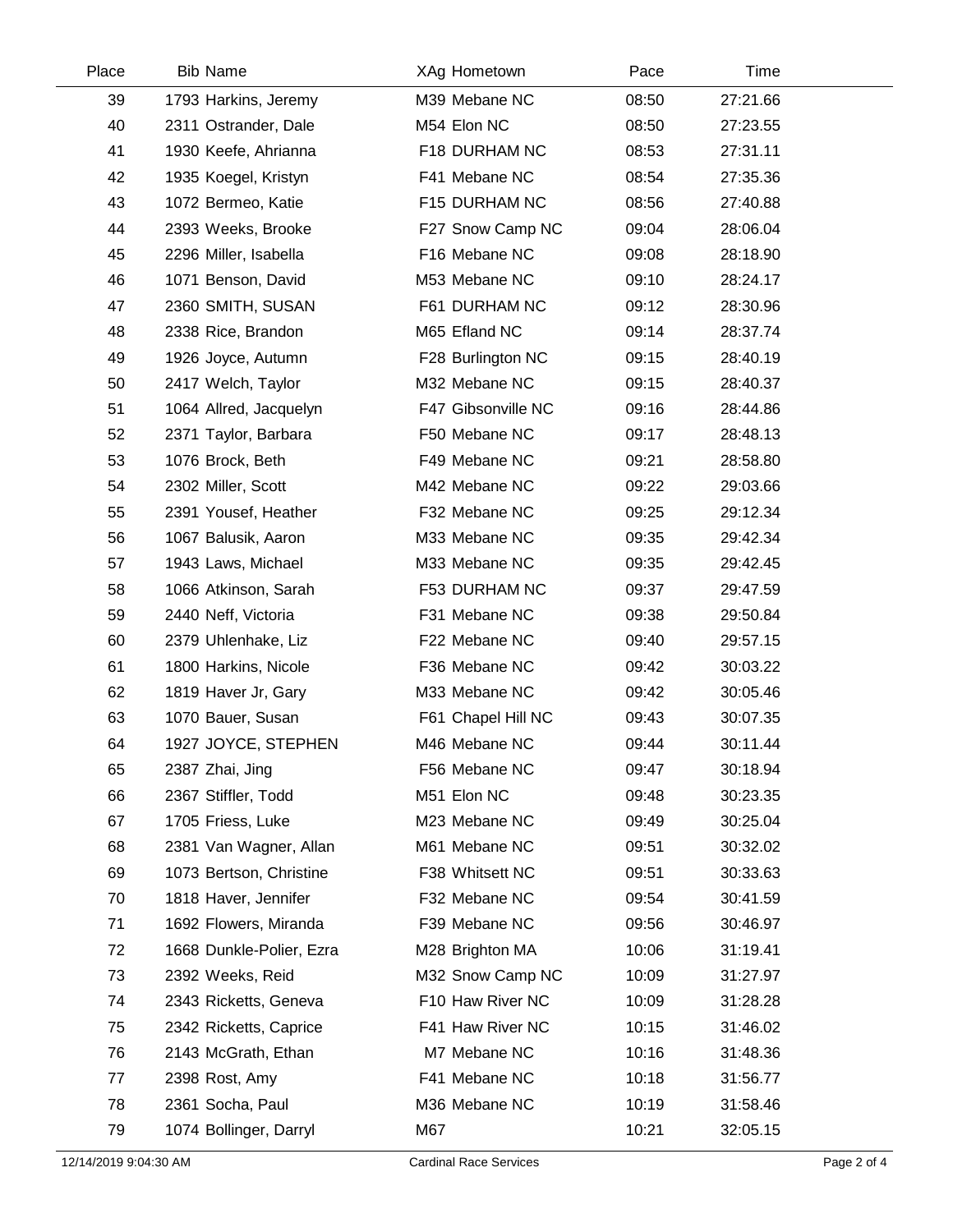| Place | Bib | Name | XAg | Hometown | Pace | Time |
|---|---|---|---|---|---|---|
| 39 | 1793 | Harkins, Jeremy | M39 | Mebane NC | 08:50 | 27:21.66 |
| 40 | 2311 | Ostrander, Dale | M54 | Elon NC | 08:50 | 27:23.55 |
| 41 | 1930 | Keefe, Ahrianna | F18 | DURHAM NC | 08:53 | 27:31.11 |
| 42 | 1935 | Koegel, Kristyn | F41 | Mebane NC | 08:54 | 27:35.36 |
| 43 | 1072 | Bermeo, Katie | F15 | DURHAM NC | 08:56 | 27:40.88 |
| 44 | 2393 | Weeks, Brooke | F27 | Snow Camp NC | 09:04 | 28:06.04 |
| 45 | 2296 | Miller, Isabella | F16 | Mebane NC | 09:08 | 28:18.90 |
| 46 | 1071 | Benson, David | M53 | Mebane NC | 09:10 | 28:24.17 |
| 47 | 2360 | SMITH, SUSAN | F61 | DURHAM NC | 09:12 | 28:30.96 |
| 48 | 2338 | Rice, Brandon | M65 | Efland NC | 09:14 | 28:37.74 |
| 49 | 1926 | Joyce, Autumn | F28 | Burlington NC | 09:15 | 28:40.19 |
| 50 | 2417 | Welch, Taylor | M32 | Mebane NC | 09:15 | 28:40.37 |
| 51 | 1064 | Allred, Jacquelyn | F47 | Gibsonville NC | 09:16 | 28:44.86 |
| 52 | 2371 | Taylor, Barbara | F50 | Mebane NC | 09:17 | 28:48.13 |
| 53 | 1076 | Brock, Beth | F49 | Mebane NC | 09:21 | 28:58.80 |
| 54 | 2302 | Miller, Scott | M42 | Mebane NC | 09:22 | 29:03.66 |
| 55 | 2391 | Yousef, Heather | F32 | Mebane NC | 09:25 | 29:12.34 |
| 56 | 1067 | Balusik, Aaron | M33 | Mebane NC | 09:35 | 29:42.34 |
| 57 | 1943 | Laws, Michael | M33 | Mebane NC | 09:35 | 29:42.45 |
| 58 | 1066 | Atkinson, Sarah | F53 | DURHAM NC | 09:37 | 29:47.59 |
| 59 | 2440 | Neff, Victoria | F31 | Mebane NC | 09:38 | 29:50.84 |
| 60 | 2379 | Uhlenhake, Liz | F22 | Mebane NC | 09:40 | 29:57.15 |
| 61 | 1800 | Harkins, Nicole | F36 | Mebane NC | 09:42 | 30:03.22 |
| 62 | 1819 | Haver Jr, Gary | M33 | Mebane NC | 09:42 | 30:05.46 |
| 63 | 1070 | Bauer, Susan | F61 | Chapel Hill NC | 09:43 | 30:07.35 |
| 64 | 1927 | JOYCE, STEPHEN | M46 | Mebane NC | 09:44 | 30:11.44 |
| 65 | 2387 | Zhai, Jing | F56 | Mebane NC | 09:47 | 30:18.94 |
| 66 | 2367 | Stiffler, Todd | M51 | Elon NC | 09:48 | 30:23.35 |
| 67 | 1705 | Friess, Luke | M23 | Mebane NC | 09:49 | 30:25.04 |
| 68 | 2381 | Van Wagner, Allan | M61 | Mebane NC | 09:51 | 30:32.02 |
| 69 | 1073 | Bertson, Christine | F38 | Whitsett NC | 09:51 | 30:33.63 |
| 70 | 1818 | Haver, Jennifer | F32 | Mebane NC | 09:54 | 30:41.59 |
| 71 | 1692 | Flowers, Miranda | F39 | Mebane NC | 09:56 | 30:46.97 |
| 72 | 1668 | Dunkle-Polier, Ezra | M28 | Brighton MA | 10:06 | 31:19.41 |
| 73 | 2392 | Weeks, Reid | M32 | Snow Camp NC | 10:09 | 31:27.97 |
| 74 | 2343 | Ricketts, Geneva | F10 | Haw River NC | 10:09 | 31:28.28 |
| 75 | 2342 | Ricketts, Caprice | F41 | Haw River NC | 10:15 | 31:46.02 |
| 76 | 2143 | McGrath, Ethan | M7 | Mebane NC | 10:16 | 31:48.36 |
| 77 | 2398 | Rost, Amy | F41 | Mebane NC | 10:18 | 31:56.77 |
| 78 | 2361 | Socha, Paul | M36 | Mebane NC | 10:19 | 31:58.46 |
| 79 | 1074 | Bollinger, Darryl | M67 | | 10:21 | 32:05.15 |

12/14/2019 9:04:30 AM Cardinal Race Services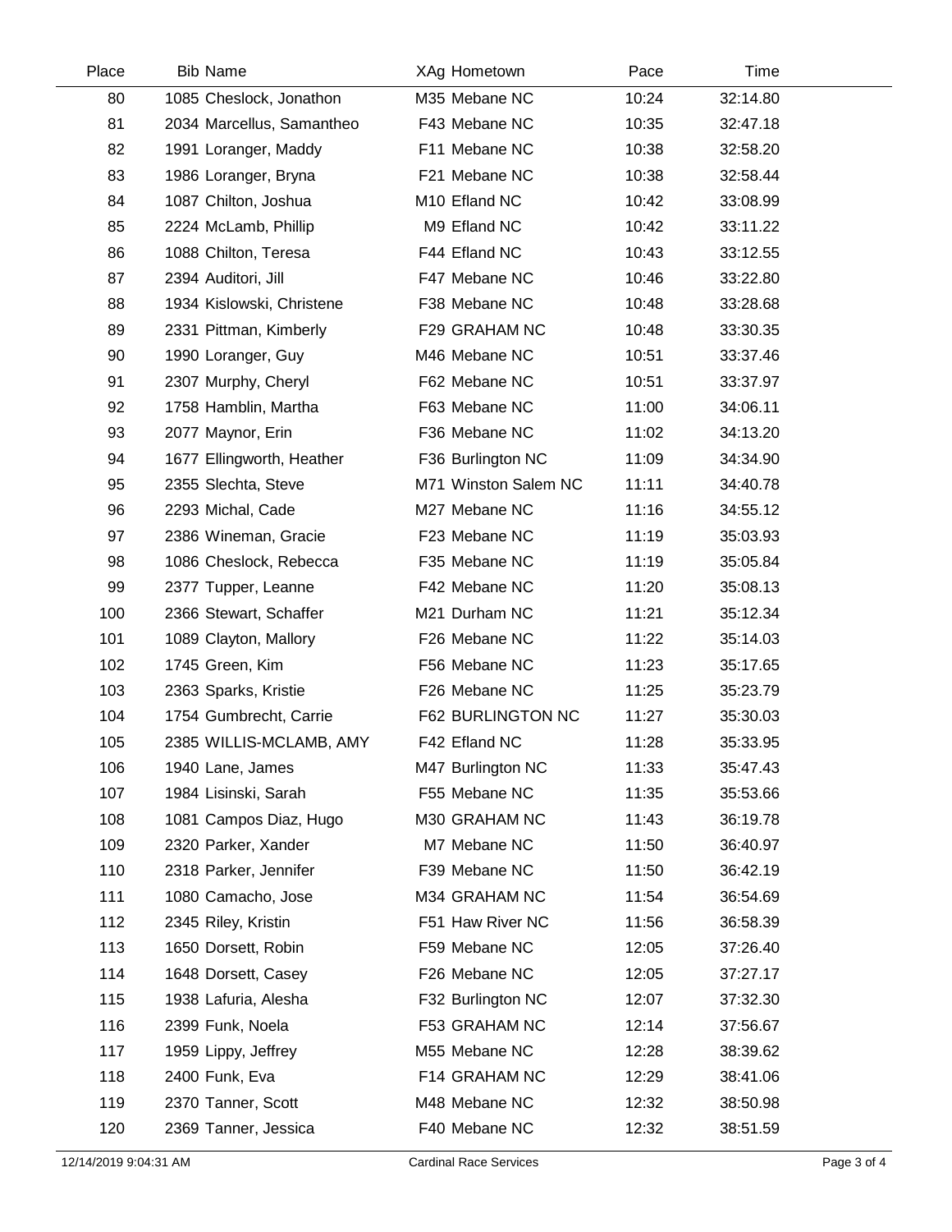| Place | Bib | Name | XAg | Hometown | Pace | Time |
|---|---|---|---|---|---|---|
| 80 | 1085 | Cheslock, Jonathon | M35 | Mebane NC | 10:24 | 32:14.80 |
| 81 | 2034 | Marcellus, Samantheo | F43 | Mebane NC | 10:35 | 32:47.18 |
| 82 | 1991 | Loranger, Maddy | F11 | Mebane NC | 10:38 | 32:58.20 |
| 83 | 1986 | Loranger, Bryna | F21 | Mebane NC | 10:38 | 32:58.44 |
| 84 | 1087 | Chilton, Joshua | M10 | Efland NC | 10:42 | 33:08.99 |
| 85 | 2224 | McLamb, Phillip | M9 | Efland NC | 10:42 | 33:11.22 |
| 86 | 1088 | Chilton, Teresa | F44 | Efland NC | 10:43 | 33:12.55 |
| 87 | 2394 | Auditori, Jill | F47 | Mebane NC | 10:46 | 33:22.80 |
| 88 | 1934 | Kislowski, Christene | F38 | Mebane NC | 10:48 | 33:28.68 |
| 89 | 2331 | Pittman, Kimberly | F29 | GRAHAM NC | 10:48 | 33:30.35 |
| 90 | 1990 | Loranger, Guy | M46 | Mebane NC | 10:51 | 33:37.46 |
| 91 | 2307 | Murphy, Cheryl | F62 | Mebane NC | 10:51 | 33:37.97 |
| 92 | 1758 | Hamblin, Martha | F63 | Mebane NC | 11:00 | 34:06.11 |
| 93 | 2077 | Maynor, Erin | F36 | Mebane NC | 11:02 | 34:13.20 |
| 94 | 1677 | Ellingworth, Heather | F36 | Burlington NC | 11:09 | 34:34.90 |
| 95 | 2355 | Slechta, Steve | M71 | Winston Salem NC | 11:11 | 34:40.78 |
| 96 | 2293 | Michal, Cade | M27 | Mebane NC | 11:16 | 34:55.12 |
| 97 | 2386 | Wineman, Gracie | F23 | Mebane NC | 11:19 | 35:03.93 |
| 98 | 1086 | Cheslock, Rebecca | F35 | Mebane NC | 11:19 | 35:05.84 |
| 99 | 2377 | Tupper, Leanne | F42 | Mebane NC | 11:20 | 35:08.13 |
| 100 | 2366 | Stewart, Schaffer | M21 | Durham NC | 11:21 | 35:12.34 |
| 101 | 1089 | Clayton, Mallory | F26 | Mebane NC | 11:22 | 35:14.03 |
| 102 | 1745 | Green, Kim | F56 | Mebane NC | 11:23 | 35:17.65 |
| 103 | 2363 | Sparks, Kristie | F26 | Mebane NC | 11:25 | 35:23.79 |
| 104 | 1754 | Gumbrecht, Carrie | F62 | BURLINGTON NC | 11:27 | 35:30.03 |
| 105 | 2385 | WILLIS-MCLAMB, AMY | F42 | Efland NC | 11:28 | 35:33.95 |
| 106 | 1940 | Lane, James | M47 | Burlington NC | 11:33 | 35:47.43 |
| 107 | 1984 | Lisinski, Sarah | F55 | Mebane NC | 11:35 | 35:53.66 |
| 108 | 1081 | Campos Diaz, Hugo | M30 | GRAHAM NC | 11:43 | 36:19.78 |
| 109 | 2320 | Parker, Xander | M7 | Mebane NC | 11:50 | 36:40.97 |
| 110 | 2318 | Parker, Jennifer | F39 | Mebane NC | 11:50 | 36:42.19 |
| 111 | 1080 | Camacho, Jose | M34 | GRAHAM NC | 11:54 | 36:54.69 |
| 112 | 2345 | Riley, Kristin | F51 | Haw River NC | 11:56 | 36:58.39 |
| 113 | 1650 | Dorsett, Robin | F59 | Mebane NC | 12:05 | 37:26.40 |
| 114 | 1648 | Dorsett, Casey | F26 | Mebane NC | 12:05 | 37:27.17 |
| 115 | 1938 | Lafuria, Alesha | F32 | Burlington NC | 12:07 | 37:32.30 |
| 116 | 2399 | Funk, Noela | F53 | GRAHAM NC | 12:14 | 37:56.67 |
| 117 | 1959 | Lippy, Jeffrey | M55 | Mebane NC | 12:28 | 38:39.62 |
| 118 | 2400 | Funk, Eva | F14 | GRAHAM NC | 12:29 | 38:41.06 |
| 119 | 2370 | Tanner, Scott | M48 | Mebane NC | 12:32 | 38:50.98 |
| 120 | 2369 | Tanner, Jessica | F40 | Mebane NC | 12:32 | 38:51.59 |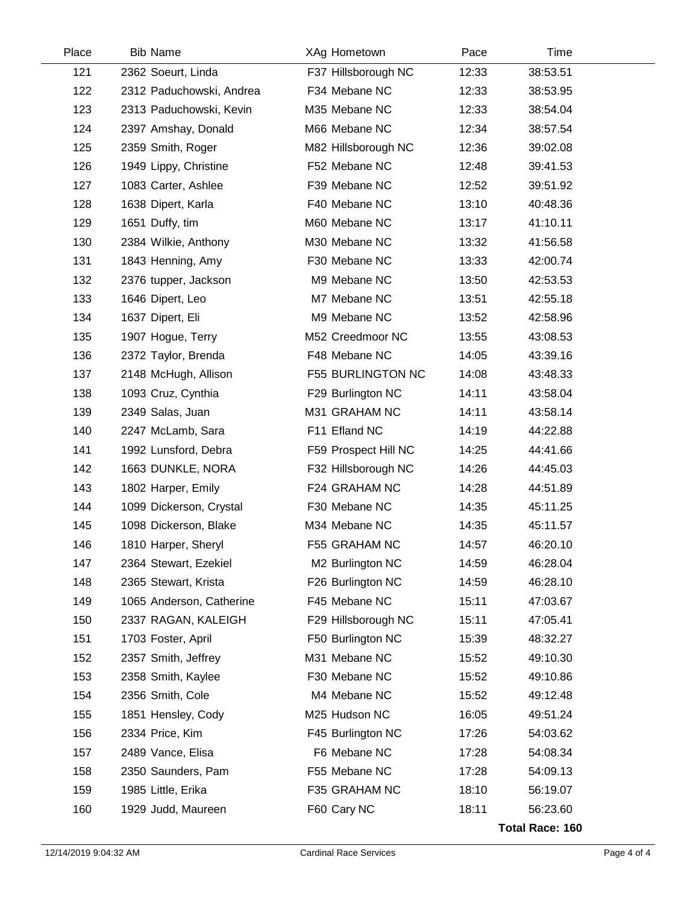| Place | Bib | Name | XAg | Hometown | Pace | Time |
|---|---|---|---|---|---|---|
| 121 | 2362 | Soeurt, Linda | F37 | Hillsborough NC | 12:33 | 38:53.51 |
| 122 | 2312 | Paduchowski, Andrea | F34 | Mebane NC | 12:33 | 38:53.95 |
| 123 | 2313 | Paduchowski, Kevin | M35 | Mebane NC | 12:33 | 38:54.04 |
| 124 | 2397 | Amshay, Donald | M66 | Mebane NC | 12:34 | 38:57.54 |
| 125 | 2359 | Smith, Roger | M82 | Hillsborough NC | 12:36 | 39:02.08 |
| 126 | 1949 | Lippy, Christine | F52 | Mebane NC | 12:48 | 39:41.53 |
| 127 | 1083 | Carter, Ashlee | F39 | Mebane NC | 12:52 | 39:51.92 |
| 128 | 1638 | Dipert, Karla | F40 | Mebane NC | 13:10 | 40:48.36 |
| 129 | 1651 | Duffy, tim | M60 | Mebane NC | 13:17 | 41:10.11 |
| 130 | 2384 | Wilkie, Anthony | M30 | Mebane NC | 13:32 | 41:56.58 |
| 131 | 1843 | Henning, Amy | F30 | Mebane NC | 13:33 | 42:00.74 |
| 132 | 2376 | tupper, Jackson | M9 | Mebane NC | 13:50 | 42:53.53 |
| 133 | 1646 | Dipert, Leo | M7 | Mebane NC | 13:51 | 42:55.18 |
| 134 | 1637 | Dipert, Eli | M9 | Mebane NC | 13:52 | 42:58.96 |
| 135 | 1907 | Hogue, Terry | M52 | Creedmoor NC | 13:55 | 43:08.53 |
| 136 | 2372 | Taylor, Brenda | F48 | Mebane NC | 14:05 | 43:39.16 |
| 137 | 2148 | McHugh, Allison | F55 | BURLINGTON NC | 14:08 | 43:48.33 |
| 138 | 1093 | Cruz, Cynthia | F29 | Burlington NC | 14:11 | 43:58.04 |
| 139 | 2349 | Salas, Juan | M31 | GRAHAM NC | 14:11 | 43:58.14 |
| 140 | 2247 | McLamb, Sara | F11 | Efland NC | 14:19 | 44:22.88 |
| 141 | 1992 | Lunsford, Debra | F59 | Prospect Hill NC | 14:25 | 44:41.66 |
| 142 | 1663 | DUNKLE, NORA | F32 | Hillsborough NC | 14:26 | 44:45.03 |
| 143 | 1802 | Harper, Emily | F24 | GRAHAM NC | 14:28 | 44:51.89 |
| 144 | 1099 | Dickerson, Crystal | F30 | Mebane NC | 14:35 | 45:11.25 |
| 145 | 1098 | Dickerson, Blake | M34 | Mebane NC | 14:35 | 45:11.57 |
| 146 | 1810 | Harper, Sheryl | F55 | GRAHAM NC | 14:57 | 46:20.10 |
| 147 | 2364 | Stewart, Ezekiel | M2 | Burlington NC | 14:59 | 46:28.04 |
| 148 | 2365 | Stewart, Krista | F26 | Burlington NC | 14:59 | 46:28.10 |
| 149 | 1065 | Anderson, Catherine | F45 | Mebane NC | 15:11 | 47:03.67 |
| 150 | 2337 | RAGAN, KALEIGH | F29 | Hillsborough NC | 15:11 | 47:05.41 |
| 151 | 1703 | Foster, April | F50 | Burlington NC | 15:39 | 48:32.27 |
| 152 | 2357 | Smith, Jeffrey | M31 | Mebane NC | 15:52 | 49:10.30 |
| 153 | 2358 | Smith, Kaylee | F30 | Mebane NC | 15:52 | 49:10.86 |
| 154 | 2356 | Smith, Cole | M4 | Mebane NC | 15:52 | 49:12.48 |
| 155 | 1851 | Hensley, Cody | M25 | Hudson NC | 16:05 | 49:51.24 |
| 156 | 2334 | Price, Kim | F45 | Burlington NC | 17:26 | 54:03.62 |
| 157 | 2489 | Vance, Elisa | F6 | Mebane NC | 17:28 | 54:08.34 |
| 158 | 2350 | Saunders, Pam | F55 | Mebane NC | 17:28 | 54:09.13 |
| 159 | 1985 | Little, Erika | F35 | GRAHAM NC | 18:10 | 56:19.07 |
| 160 | 1929 | Judd, Maureen | F60 | Cary NC | 18:11 | 56:23.60 |

**Total Race: 160**

12/14/2019 9:04:32 AM

Cardinal Race Services